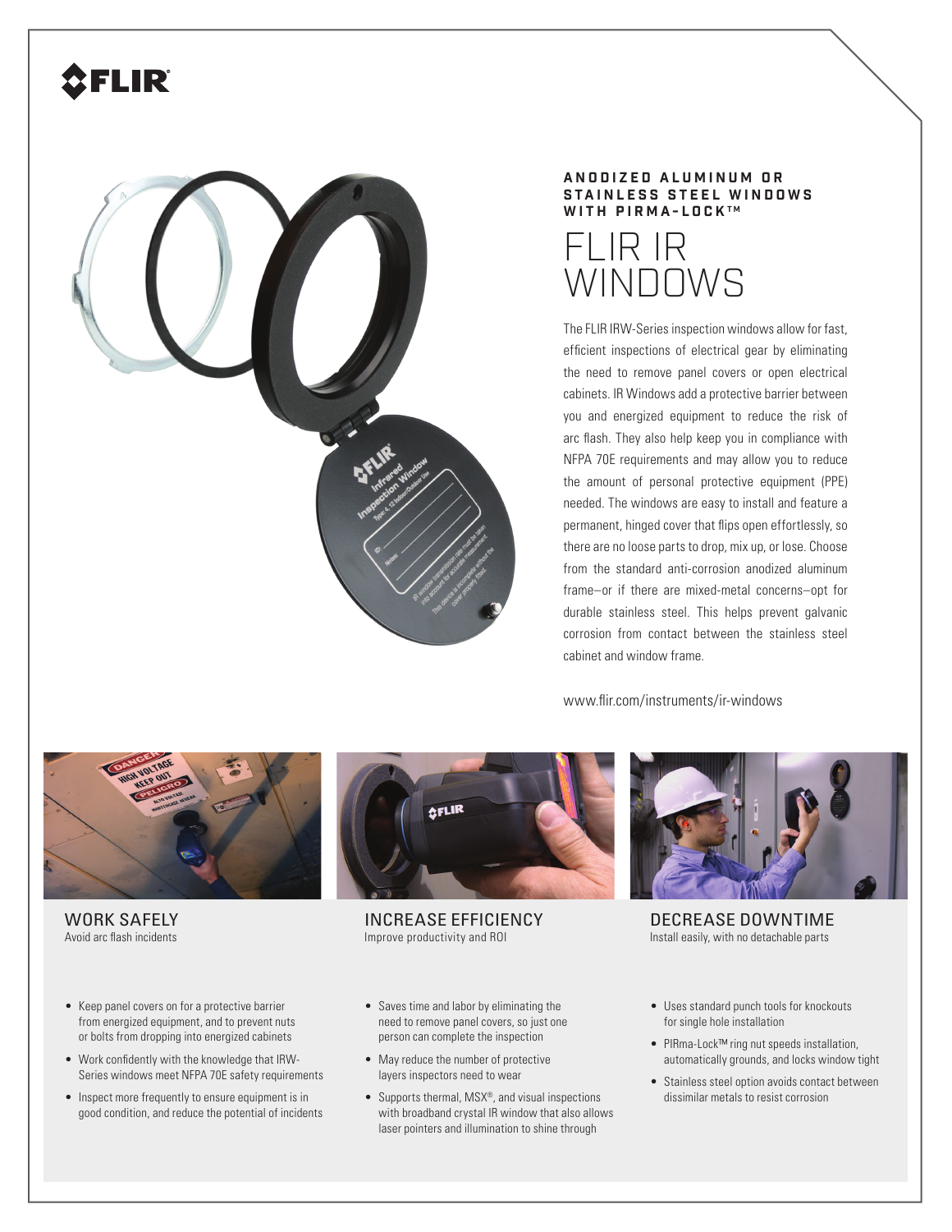ANODIZED ALUMINUM OR STAINLESS STEEL WINDOWS WITH PIRMA-LOCK™

# FLIR IR WINDOWS

The FLIR IRW-Series inspection windows allow for fast, efficient inspections of electrical gear by eliminating the need to remove panel covers or open electrical cabinets. IR Windows add a protective barrier between you and energized equipment to reduce the risk of arc flash. They also help keep you in compliance with NFPA 70E requirements and may allow you to reduce the amount of personal protective equipment (PPE) needed. The windows are easy to install and feature a permanent, hinged cover that flips open effortlessly, so there are no loose parts to drop, mix up, or lose. Choose from the standard anti-corrosion anodized aluminum frame–or if there are mixed-metal concerns–opt for durable stainless steel. This helps prevent galvanic corrosion from contact between the stainless steel cabinet and window frame.

www.flir.com/instruments/ir-windows

## WORK SAFELY

Avoid arc flash incidents

- Keep panel covers on for a protective barrier from energized equipment, and to prevent nuts or bolts from dropping into energized cabinets
- Work confidently with the knowledge that IRW-Series windows meet NFPA 70E safety requirements
- Inspect more frequently to ensure equipment is in good condition, and reduce the potential of incidents

## INCREASE EFFICIENCY

Improve productivity and ROI

- Saves time and labor by eliminating the need to remove panel covers, so just one person can complete the inspection
- May reduce the number of protective layers inspectors need to wear
- Supports thermal, MSX®, and visual inspections with broadband crystal IR window that also allows laser pointers and illumination to shine through

## DECREASE DOWNTIME

Install easily, with no detachable parts

- Uses standard punch tools for knockouts for single hole installation
- PIRma-Lock™ ring nut speeds installation, automatically grounds, and locks window tight
- Stainless steel option avoids contact between dissimilar metals to resist corrosion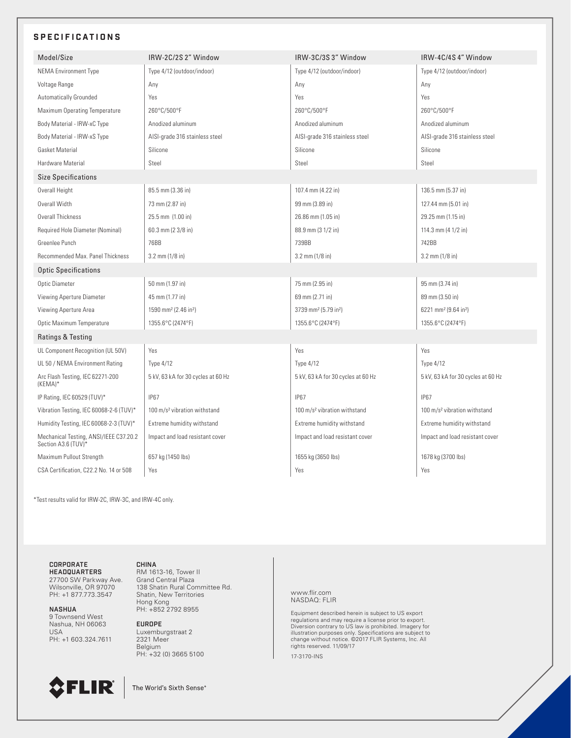## SPECIFICATIONS

| Model/Size | IRW-2C/2S 2" Window | IRW-3C/3S 3" Window | IRW-4C/4S 4" Window |
| --- | --- | --- | --- |
| NEMA Environment Type | Type 4/12 (outdoor/indoor) | Type 4/12 (outdoor/indoor) | Type 4/12 (outdoor/indoor) |
| Voltage Range | Any | Any | Any |
| Automatically Grounded | Yes | Yes | Yes |
| Maximum Operating Temperature | 260°C/500°F | 260°C/500°F | 260°C/500°F |
| Body Material - IRW-xC Type | Anodized aluminum | Anodized aluminum | Anodized aluminum |
| Body Material - IRW-xS Type | AISI-grade 316 stainless steel | AISI-grade 316 stainless steel | AISI-grade 316 stainless steel |
| Gasket Material | Silicone | Silicone | Silicone |
| Hardware Material | Steel | Steel | Steel |
| **Size Specifications** | | | |
| Overall Height | 85.5 mm (3.36 in) | 107.4 mm (4.22 in) | 136.5 mm (5.37 in) |
| Overall Width | 73 mm (2.87 in) | 99 mm (3.89 in) | 127.44 mm (5.01 in) |
| Overall Thickness | 25.5 mm (1.00 in) | 26.86 mm (1.05 in) | 29.25 mm (1.15 in) |
| Required Hole Diameter (Nominal) | 60.3 mm (2 3/8 in) | 88.9 mm (3 1/2 in) | 114.3 mm (4 1/2 in) |
| Greenlee Punch | 76BB | 739BB | 742BB |
| Recommended Max. Panel Thickness | 3.2 mm (1/8 in) | 3.2 mm (1/8 in) | 3.2 mm (1/8 in) |
| **Optic Specifications** | | | |
| Optic Diameter | 50 mm (1.97 in) | 75 mm (2.95 in) | 95 mm (3.74 in) |
| Viewing Aperture Diameter | 45 mm (1.77 in) | 69 mm (2.71 in) | 89 mm (3.50 in) |
| Viewing Aperture Area | 1590 mm² (2.46 in²) | 3739 mm² (5.79 in²) | 6221 mm² (9.64 in²) |
| Optic Maximum Temperature | 1355.6°C (2474°F) | 1355.6°C (2474°F) | 1355.6°C (2474°F) |
| **Ratings & Testing** | | | |
| UL Component Recognition (UL 50V) | Yes | Yes | Yes |
| UL 50 / NEMA Environment Rating | Type 4/12 | Type 4/12 | Type 4/12 |
| Arc Flash Testing, IEC 62271-200 (KEMA)* | 5 kV, 63 kA for 30 cycles at 60 Hz | 5 kV, 63 kA for 30 cycles at 60 Hz | 5 kV, 63 kA for 30 cycles at 60 Hz |
| IP Rating, IEC 60529 (TUV)* | IP67 | IP67 | IP67 |
| Vibration Testing, IEC 60068-2-6 (TUV)* | 100 m/s² vibration withstand | 100 m/s² vibration withstand | 100 m/s² vibration withstand |
| Humidity Testing, IEC 60068-2-3 (TUV)* | Extreme humidity withstand | Extreme humidity withstand | Extreme humidity withstand |
| Mechanical Testing, ANSI/IEEE C37.20.2 Section A3.6 (TUV)* | Impact and load resistant cover | Impact and load resistant cover | Impact and load resistant cover |
| Maximum Pullout Strength | 657 kg (1450 lbs) | 1655 kg (3650 lbs) | 1678 kg (3700 lbs) |
| CSA Certification, C22.2 No. 14 or 508 | Yes | Yes | Yes |

*Test results valid for IRW-2C, IRW-3C, and IRW-4C only.

**CORPORATE HEADQUARTERS**
27700 SW Parkway Ave.
Wilsonville, OR 97070
PH: +1 877.773.3547

**NASHUA**
9 Townsend West
Nashua, NH 06063
USA
PH: +1 603.324.7611

**CHINA**
RM 1613-16, Tower II
Grand Central Plaza
138 Shatin Rural Committee Rd.
Shatin, New Territories
Hong Kong
PH: +852 2792 8955

**EUROPE**
Luxemburgstraat 2
2321 Meer
Belgium
PH: +32 (0) 3665 5100

www.flir.com
NASDAQ: FLIR

Equipment described herein is subject to US export regulations and may require a license prior to export. Diversion contrary to US law is prohibited. Imagery for illustration purposes only. Specifications are subject to change without notice. ©2017 FLIR Systems, Inc. All rights reserved. 11/09/17

17-3170-INS

FLIR | The World's Sixth Sense®